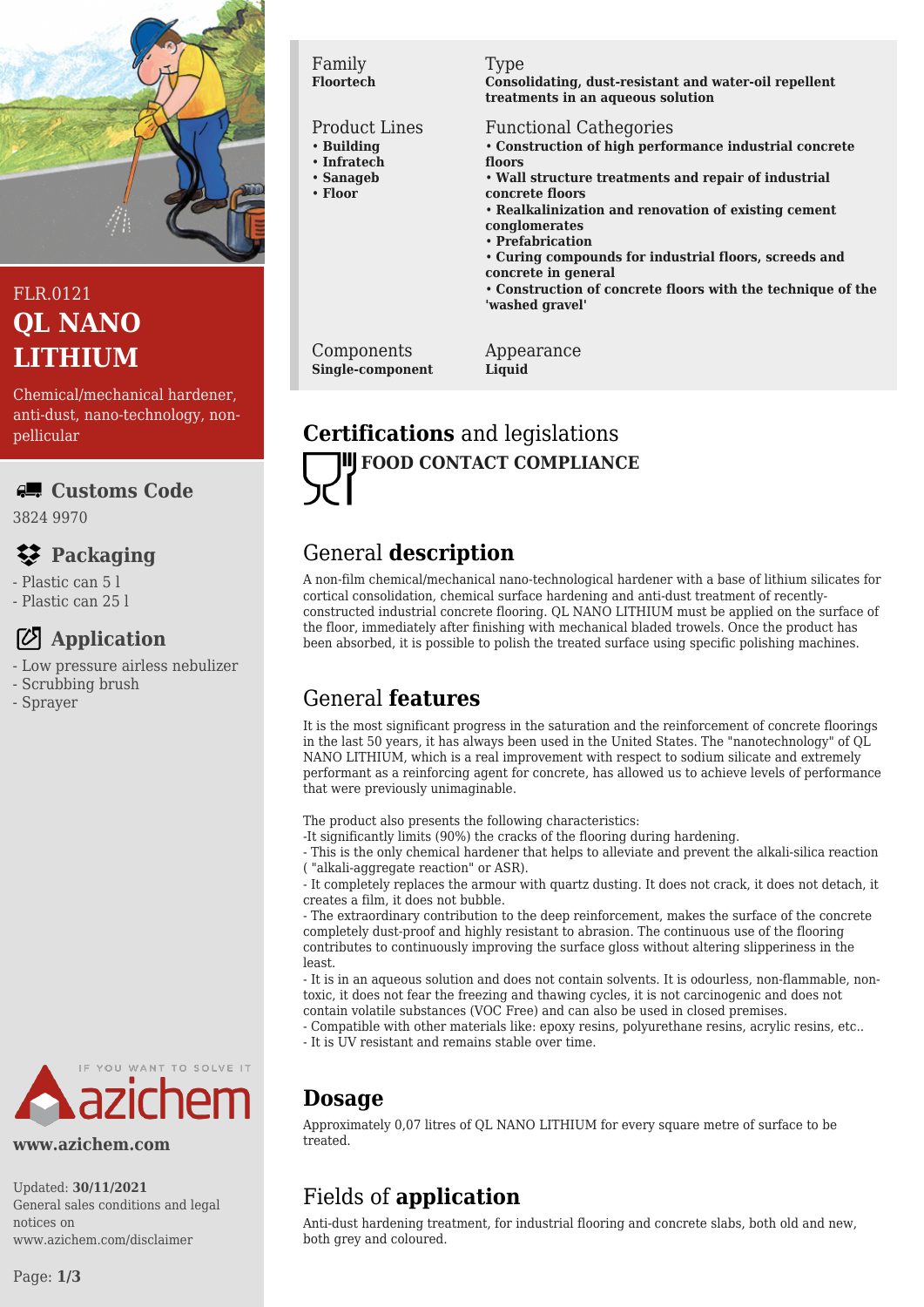FLR.0121

# QL NANO LITHIUM

Chemical/mechanical hardener, anti-dust, nano-technology, non-pellicular

## Customs Code

3824 9970

## Packaging

- Plastic can 5 l
- Plastic can 25 l

## Application

- Low pressure airless nebulizer
- Scrubbing brush
- Sprayer

www.azichem.com

Updated: **30/11/2021**
General sales conditions and legal notices on www.azichem.com/disclaimer

| Family | Type |
| --- | --- |
| **Floortech** | **Consolidating, dust-resistant and water-oil repellent treatments in an aqueous solution** |

| Product Lines | Functional Cathegories |
| --- | --- |
| • **Building**<br>• **Infratech**<br>• **Sanageb**<br>• **Floor** | • **Construction of high performance industrial concrete floors**<br>• **Wall structure treatments and repair of industrial concrete floors**<br>• **Realkalinization and renovation of existing cement conglomerates**<br>• **Prefabrication**<br>• **Curing compounds for industrial floors, screeds and concrete in general**<br>• **Construction of concrete floors with the technique of the 'washed gravel'** |

| Components | Appearance |
| --- | --- |
| **Single-component** | **Liquid** |

## **Certifications** and legislations

**FOOD CONTACT COMPLIANCE**

## General **description**

A non-film chemical/mechanical nano-technological hardener with a base of lithium silicates for cortical consolidation, chemical surface hardening and anti-dust treatment of recently-constructed industrial concrete flooring. QL NANO LITHIUM must be applied on the surface of the floor, immediately after finishing with mechanical bladed trowels. Once the product has been absorbed, it is possible to polish the treated surface using specific polishing machines.

## General **features**

It is the most significant progress in the saturation and the reinforcement of concrete floorings in the last 50 years, it has always been used in the United States. The "nanotechnology" of QL NANO LITHIUM, which is a real improvement with respect to sodium silicate and extremely performant as a reinforcing agent for concrete, has allowed us to achieve levels of performance that were previously unimaginable.

The product also presents the following characteristics:
-It significantly limits (90%) the cracks of the flooring during hardening.
- This is the only chemical hardener that helps to alleviate and prevent the alkali-silica reaction ( "alkali-aggregate reaction" or ASR).
- It completely replaces the armour with quartz dusting. It does not crack, it does not detach, it creates a film, it does not bubble.
- The extraordinary contribution to the deep reinforcement, makes the surface of the concrete completely dust-proof and highly resistant to abrasion. The continuous use of the flooring contributes to continuously improving the surface gloss without altering slipperiness in the least.
- It is in an aqueous solution and does not contain solvents. It is odourless, non-flammable, non-toxic, it does not fear the freezing and thawing cycles, it is not carcinogenic and does not contain volatile substances (VOC Free) and can also be used in closed premises.
- Compatible with other materials like: epoxy resins, polyurethane resins, acrylic resins, etc..
- It is UV resistant and remains stable over time.

## **Dosage**

Approximately 0,07 litres of QL NANO LITHIUM for every square metre of surface to be treated.

## Fields of **application**

Anti-dust hardening treatment, for industrial flooring and concrete slabs, both old and new, both grey and coloured.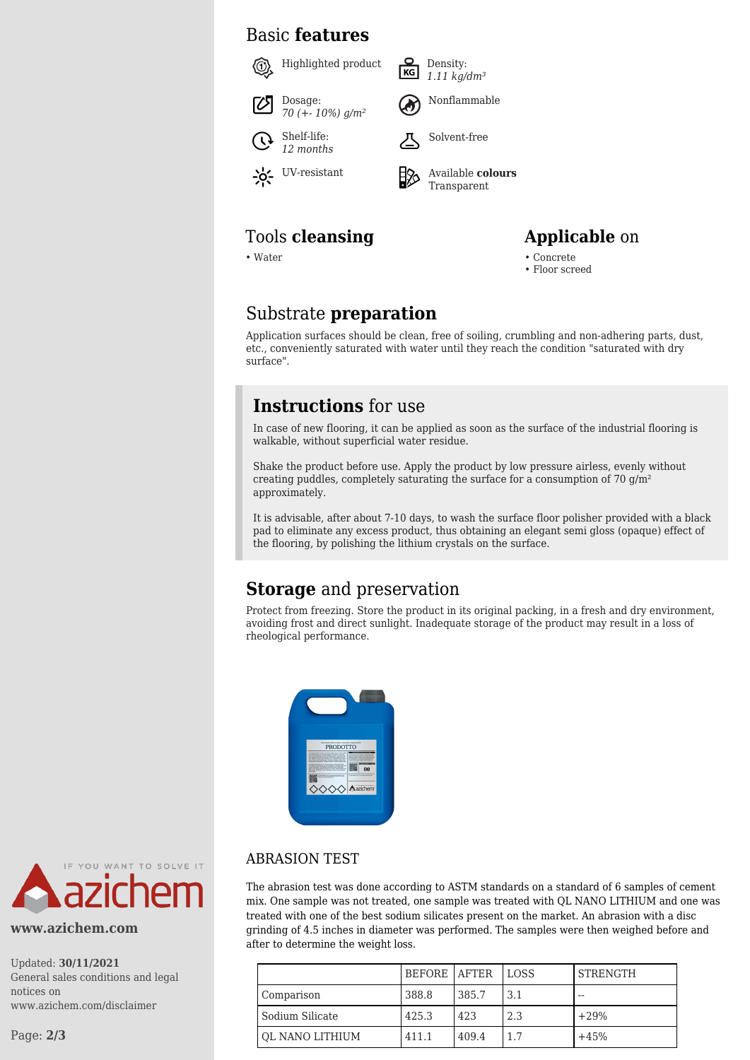## Basic **features**

- Highlighted product
- Density: *1.11 kg/dm³*
- Dosage: *70 (+- 10%) g/m²*
- Nonflammable
- Shelf-life: *12 months*
- Solvent-free
- UV-resistant
- Available **colours** Transparent

## Tools **cleansing**

- Water

## **Applicable** on

- Concrete
- Floor screed

## Substrate **preparation**

Application surfaces should be clean, free of soiling, crumbling and non-adhering parts, dust, etc., conveniently saturated with water until they reach the condition "saturated with dry surface".

## **Instructions** for use

In case of new flooring, it can be applied as soon as the surface of the industrial flooring is walkable, without superficial water residue.

Shake the product before use. Apply the product by low pressure airless, evenly without creating puddles, completely saturating the surface for a consumption of 70 g/m² approximately.

It is advisable, after about 7-10 days, to wash the surface floor polisher provided with a black pad to eliminate any excess product, thus obtaining an elegant semi gloss (opaque) effect of the flooring, by polishing the lithium crystals on the surface.

## **Storage** and preservation

Protect from freezing. Store the product in its original packing, in a fresh and dry environment, avoiding frost and direct sunlight. Inadequate storage of the product may result in a loss of rheological performance.

## ABRASION TEST

The abrasion test was done according to ASTM standards on a standard of 6 samples of cement mix. One sample was not treated, one sample was treated with QL NANO LITHIUM and one was treated with one of the best sodium silicates present on the market. An abrasion with a disc grinding of 4.5 inches in diameter was performed. The samples were then weighed before and after to determine the weight loss.

| | BEFORE | AFTER | LOSS | STRENGTH |
|---|---|---|---|---|
| Comparison | 388.8 | 385.7 | 3.1 | -- |
| Sodium Silicate | 425.3 | 423 | 2.3 | +29% |
| QL NANO LITHIUM | 411.1 | 409.4 | 1.7 | +45% |

www.azichem.com

Updated: **30/11/2021**
General sales conditions and legal notices on www.azichem.com/disclaimer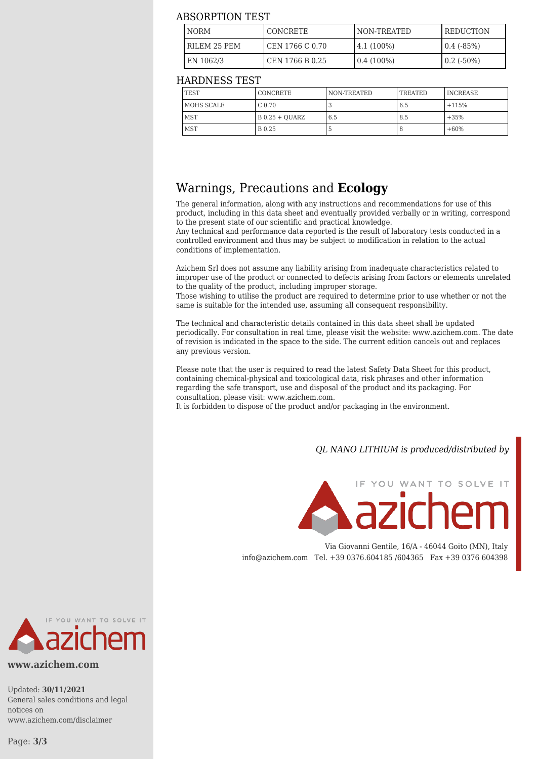## ABSORPTION TEST

| NORM | CONCRETE | NON-TREATED | REDUCTION |
|---|---|---|---|
| RILEM 25 PEM | CEN 1766 C 0.70 | 4.1 (100%) | 0.4 (-85%) |
| EN 1062/3 | CEN 1766 B 0.25 | 0.4 (100%) | 0.2 (-50%) |

## HARDNESS TEST

| TEST | CONCRETE | NON-TREATED | TREATED | INCREASE |
|---|---|---|---|---|
| MOHS SCALE | C 0.70 | 3 | 6.5 | +115% |
| MST | B 0.25 + QUARZ | 6.5 | 8.5 | +35% |
| MST | B 0.25 | 5 | 8 | +60% |

# Warnings, Precautions and **Ecology**

The general information, along with any instructions and recommendations for use of this product, including in this data sheet and eventually provided verbally or in writing, correspond to the present state of our scientific and practical knowledge.
Any technical and performance data reported is the result of laboratory tests conducted in a controlled environment and thus may be subject to modification in relation to the actual conditions of implementation.

Azichem Srl does not assume any liability arising from inadequate characteristics related to improper use of the product or connected to defects arising from factors or elements unrelated to the quality of the product, including improper storage.
Those wishing to utilise the product are required to determine prior to use whether or not the same is suitable for the intended use, assuming all consequent responsibility.

The technical and characteristic details contained in this data sheet shall be updated periodically. For consultation in real time, please visit the website: www.azichem.com. The date of revision is indicated in the space to the side. The current edition cancels out and replaces any previous version.

Please note that the user is required to read the latest Safety Data Sheet for this product, containing chemical-physical and toxicological data, risk phrases and other information regarding the safe transport, use and disposal of the product and its packaging. For consultation, please visit: www.azichem.com.
It is forbidden to dispose of the product and/or packaging in the environment.

*QL NANO LITHIUM is produced/distributed by*

IF YOU WANT TO SOLVE IT
azichem

Via Giovanni Gentile, 16/A - 46044 Goito (MN), Italy
info@azichem.com Tel. +39 0376.604185 /604365 Fax +39 0376 604398

**www.azichem.com**

Updated: **30/11/2021**
General sales conditions and legal notices on www.azichem.com/disclaimer